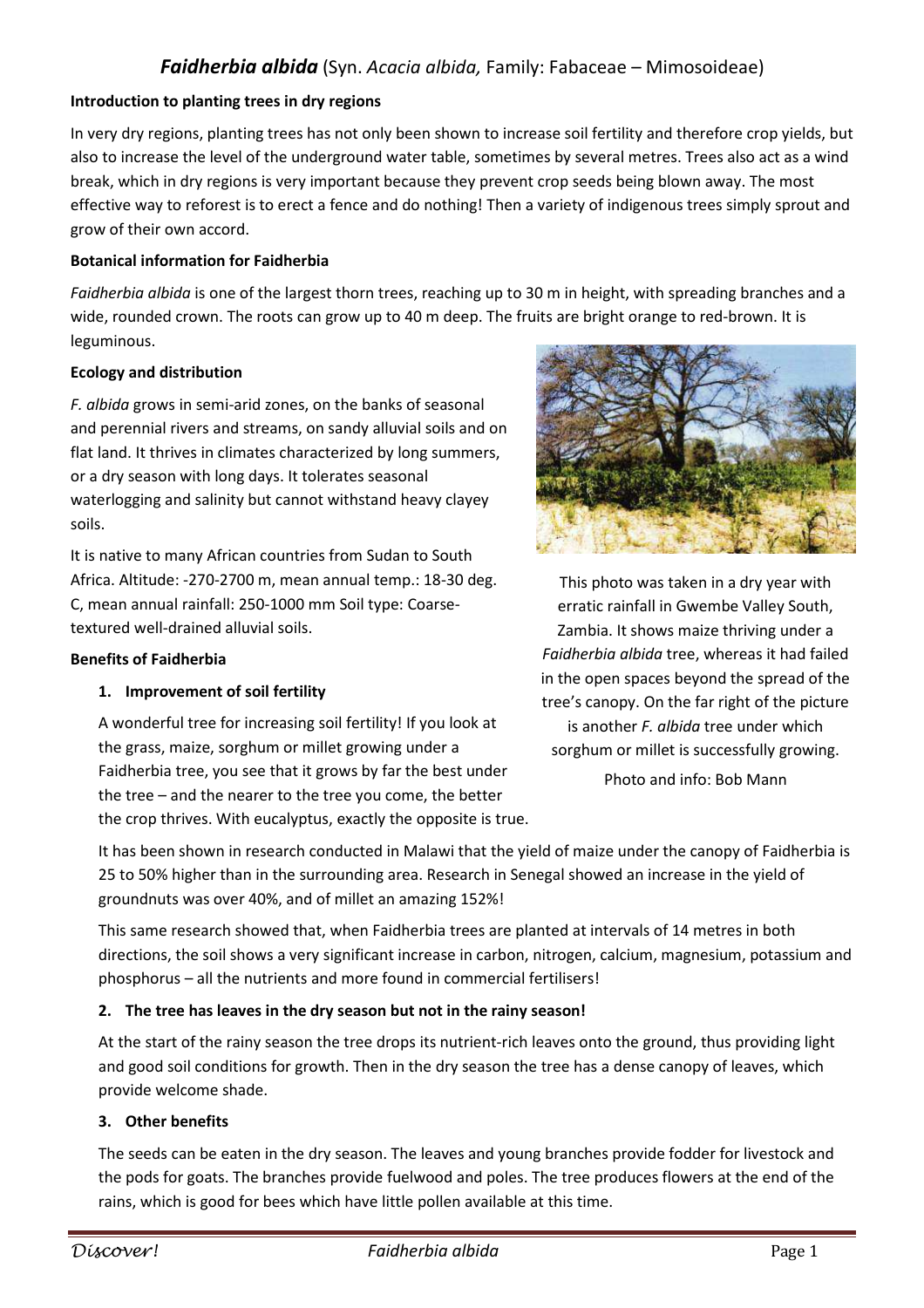# *Faidherbia albida* (Syn. *Acacia albida,* Family: Fabaceae – Mimosoideae)

**Introduction to planting trees in dry regions**

In very dry regions, planting trees has not only been shown to increase soil fertility and therefore crop yields, but also to increase the level of the underground water table, sometimes by several metres. Trees also act as a wind break, which in dry regions is very important because they prevent crop seeds being blown away. The most effective way to reforest is to erect a fence and do nothing! Then a variety of indigenous trees simply sprout and grow of their own accord.

**Botanical information for Faidherbia**

*Faidherbia albida* is one of the largest thorn trees, reaching up to 30 m in height, with spreading branches and a wide, rounded crown. The roots can grow up to 40 m deep. The fruits are bright orange to red-brown. It is leguminous.

**Ecology and distribution**

*F. albida* grows in semi-arid zones, on the banks of seasonal and perennial rivers and streams, on sandy alluvial soils and on flat land. It thrives in climates characterized by long summers, or a dry season with long days. It tolerates seasonal waterlogging and salinity but cannot withstand heavy clayey soils.

It is native to many African countries from Sudan to South Africa. Altitude: -270-2700 m, mean annual temp.: 18-30 deg. C, mean annual rainfall: 250-1000 mm Soil type: Coarse-textured well-drained alluvial soils.

This photo was taken in a dry year with erratic rainfall in Gwembe Valley South, Zambia. It shows maize thriving under a *Faidherbia albida* tree, whereas it had failed in the open spaces beyond the spread of the tree's canopy. On the far right of the picture is another *F. albida* tree under which sorghum or millet is successfully growing.

Photo and info: Bob Mann

**Benefits of Faidherbia**

1. **Improvement of soil fertility**

   A wonderful tree for increasing soil fertility! If you look at the grass, maize, sorghum or millet growing under a Faidherbia tree, you see that it grows by far the best under the tree – and the nearer to the tree you come, the better the crop thrives. With eucalyptus, exactly the opposite is true.

   It has been shown in research conducted in Malawi that the yield of maize under the canopy of Faidherbia is 25 to 50% higher than in the surrounding area. Research in Senegal showed an increase in the yield of groundnuts was over 40%, and of millet an amazing 152%!

   This same research showed that, when Faidherbia trees are planted at intervals of 14 metres in both directions, the soil shows a very significant increase in carbon, nitrogen, calcium, magnesium, potassium and phosphorus – all the nutrients and more found in commercial fertilisers!

2. **The tree has leaves in the dry season but not in the rainy season!**

   At the start of the rainy season the tree drops its nutrient-rich leaves onto the ground, thus providing light and good soil conditions for growth. Then in the dry season the tree has a dense canopy of leaves, which provide welcome shade.

3. **Other benefits**

   The seeds can be eaten in the dry season. The leaves and young branches provide fodder for livestock and the pods for goats. The branches provide fuelwood and poles. The tree produces flowers at the end of the rains, which is good for bees which have little pollen available at this time.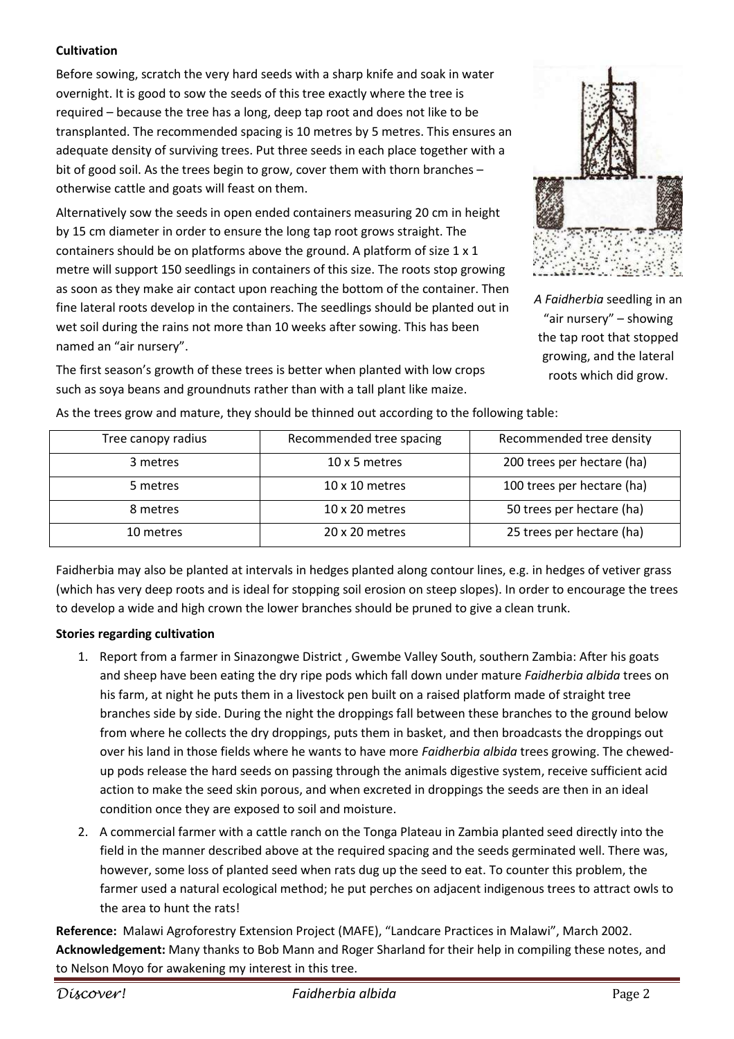**Cultivation**

Before sowing, scratch the very hard seeds with a sharp knife and soak in water overnight. It is good to sow the seeds of this tree exactly where the tree is required – because the tree has a long, deep tap root and does not like to be transplanted. The recommended spacing is 10 metres by 5 metres. This ensures an adequate density of surviving trees. Put three seeds in each place together with a bit of good soil. As the trees begin to grow, cover them with thorn branches – otherwise cattle and goats will feast on them.

Alternatively sow the seeds in open ended containers measuring 20 cm in height by 15 cm diameter in order to ensure the long tap root grows straight. The containers should be on platforms above the ground. A platform of size 1 x 1 metre will support 150 seedlings in containers of this size. The roots stop growing as soon as they make air contact upon reaching the bottom of the container. Then fine lateral roots develop in the containers. The seedlings should be planted out in wet soil during the rains not more than 10 weeks after sowing. This has been named an "air nursery".

*A Faidherbia* seedling in an "air nursery" – showing the tap root that stopped growing, and the lateral roots which did grow.

The first season's growth of these trees is better when planted with low crops such as soya beans and groundnuts rather than with a tall plant like maize.

As the trees grow and mature, they should be thinned out according to the following table:

| Tree canopy radius | Recommended tree spacing | Recommended tree density |
|---|---|---|
| 3 metres | 10 x 5 metres | 200 trees per hectare (ha) |
| 5 metres | 10 x 10 metres | 100 trees per hectare (ha) |
| 8 metres | 10 x 20 metres | 50 trees per hectare (ha) |
| 10 metres | 20 x 20 metres | 25 trees per hectare (ha) |

Faidherbia may also be planted at intervals in hedges planted along contour lines, e.g. in hedges of vetiver grass (which has very deep roots and is ideal for stopping soil erosion on steep slopes). In order to encourage the trees to develop a wide and high crown the lower branches should be pruned to give a clean trunk.

**Stories regarding cultivation**

1. Report from a farmer in Sinazongwe District , Gwembe Valley South, southern Zambia: After his goats and sheep have been eating the dry ripe pods which fall down under mature *Faidherbia albida* trees on his farm, at night he puts them in a livestock pen built on a raised platform made of straight tree branches side by side. During the night the droppings fall between these branches to the ground below from where he collects the dry droppings, puts them in basket, and then broadcasts the droppings out over his land in those fields where he wants to have more *Faidherbia albida* trees growing. The chewed-up pods release the hard seeds on passing through the animals digestive system, receive sufficient acid action to make the seed skin porous, and when excreted in droppings the seeds are then in an ideal condition once they are exposed to soil and moisture.
2. A commercial farmer with a cattle ranch on the Tonga Plateau in Zambia planted seed directly into the field in the manner described above at the required spacing and the seeds germinated well. There was, however, some loss of planted seed when rats dug up the seed to eat. To counter this problem, the farmer used a natural ecological method; he put perches on adjacent indigenous trees to attract owls to the area to hunt the rats!

**Reference:** Malawi Agroforestry Extension Project (MAFE), "Landcare Practices in Malawi", March 2002.
**Acknowledgement:** Many thanks to Bob Mann and Roger Sharland for their help in compiling these notes, and to Nelson Moyo for awakening my interest in this tree.